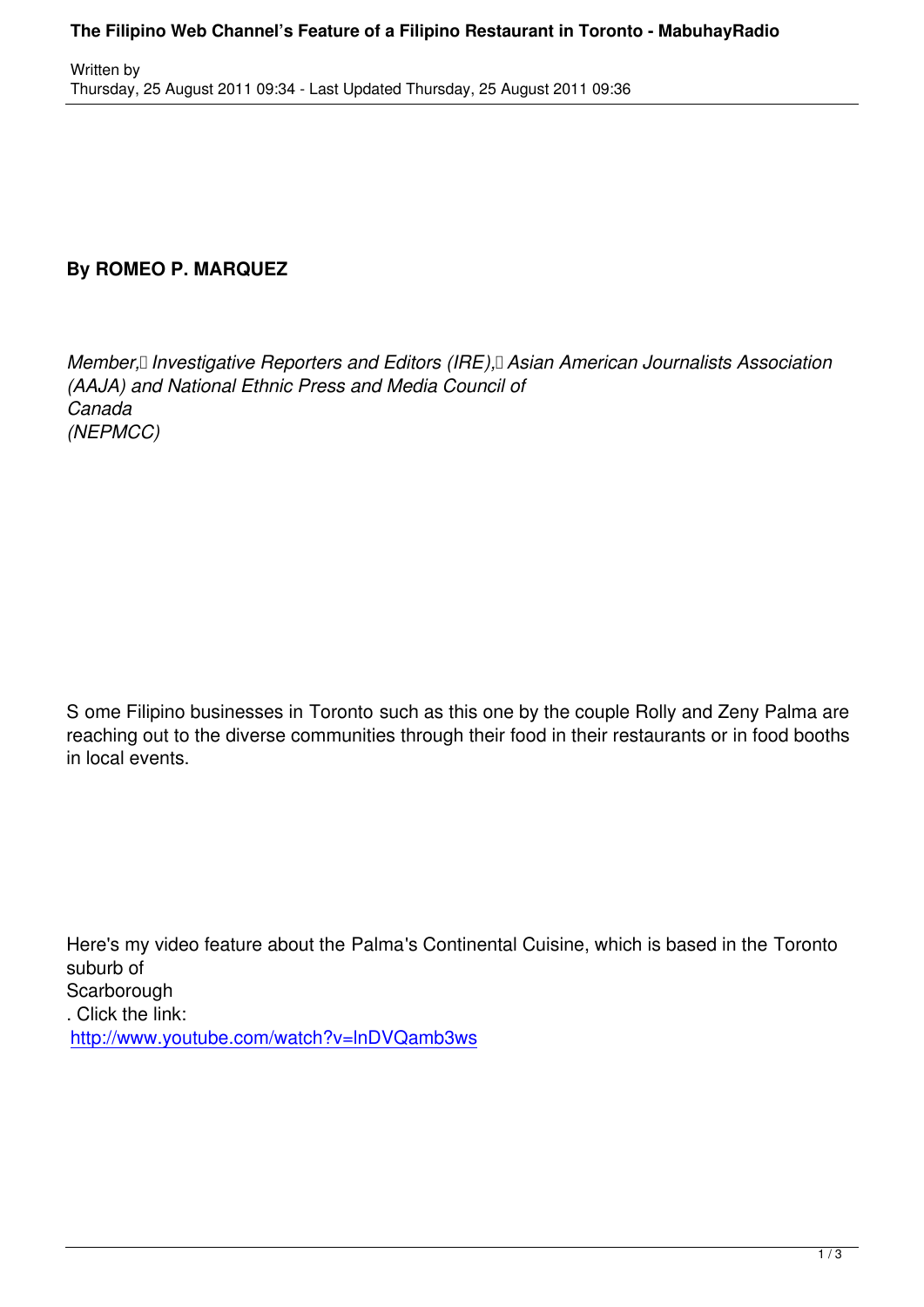**By ROMEO P. MARQUEZ**

*Member, Investigative Reporters and Editors (IRE), Asian American Journalists Association (AAJA) and National Ethnic Press and Media Council of Canada (NEPMCC)*

Some Filipino businesses in Toronto such as this one by the couple Rolly and Zeny Palma are reaching out to the diverse communities through their food in their restaurants or in food booths in local events.

Here's my video feature about the Palma's Continental Cuisine, which is based in the Toronto suburb of Scarborough. Click the link: [http://www.youtube.com/watch?v=lnDVQamb3ws](http://www.youtube.com/watch?v=lnDVQamb3ws)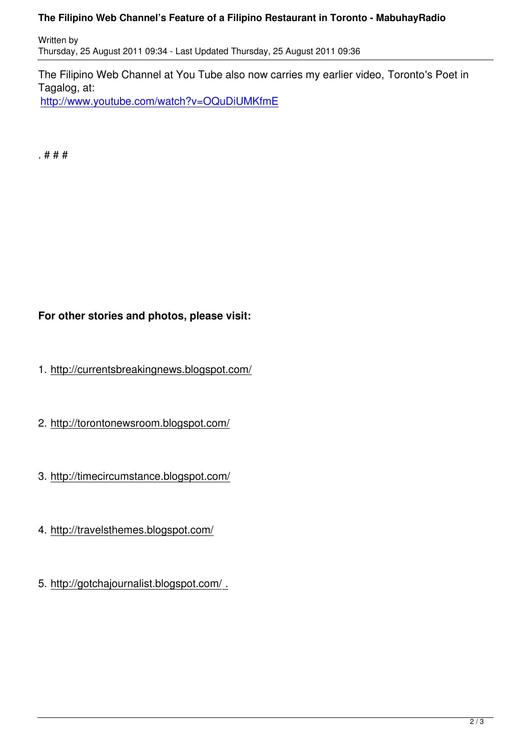The Filipino Web Channel at You Tube also now carries my earlier video, Toronto's Poet in Tagalog, at:
http://www.youtube.com/watch?v=OQuDiUMKfmE

. # # #

**For other stories and photos, please visit:**

1. http://currentsbreakingnews.blogspot.com/

2. http://torontonewsroom.blogspot.com/

3. http://timecircumstance.blogspot.com/

4. http://travelsthemes.blogspot.com/

5. http://gotchajournalist.blogspot.com/ .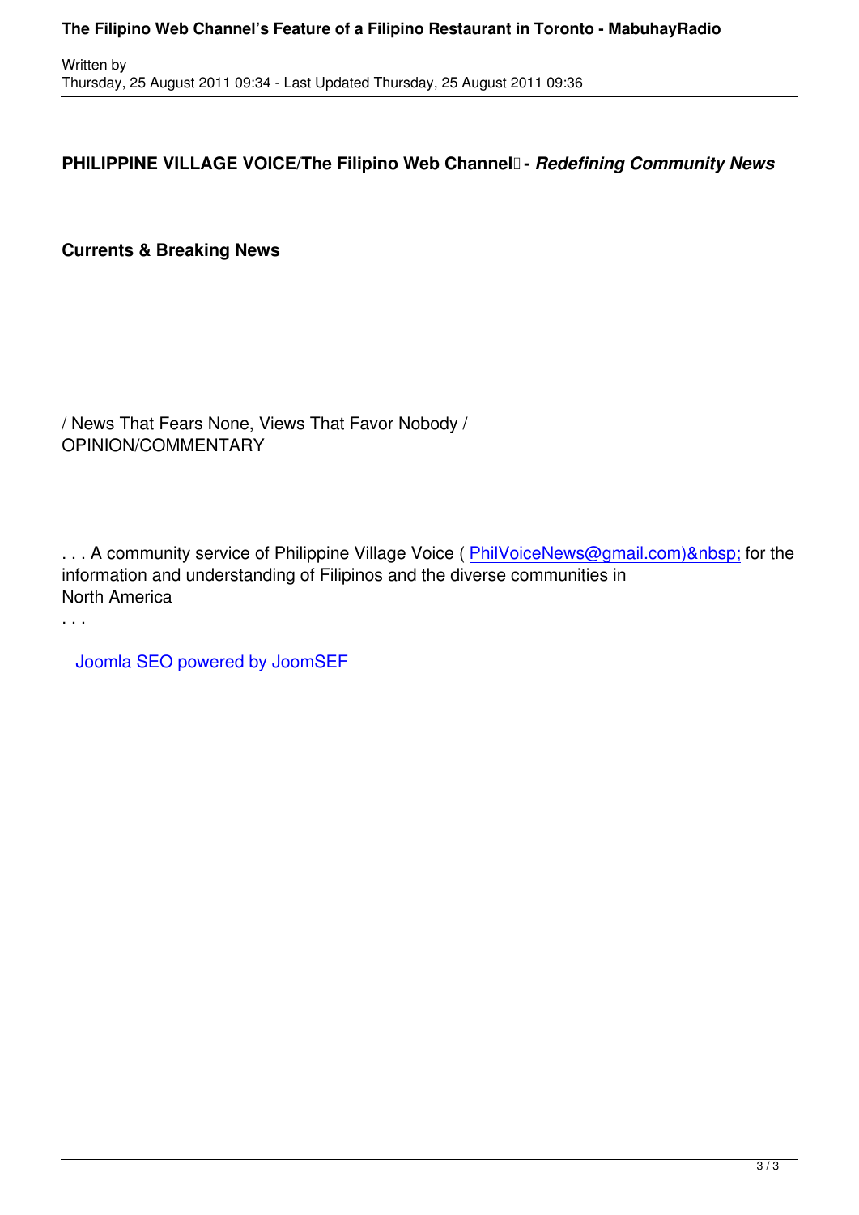**PHILIPPINE VILLAGE VOICE/The Filipino Web Channel - *Redefining Community News***

**Currents & Breaking News**

/ News That Fears None, Views That Favor Nobody /
OPINION/COMMENTARY

. . . A community service of Philippine Village Voice ( PhilVoiceNews@gmail.com)&nbsp; for the information and understanding of Filipinos and the diverse communities in North America

. . .

Joomla SEO powered by JoomSEF